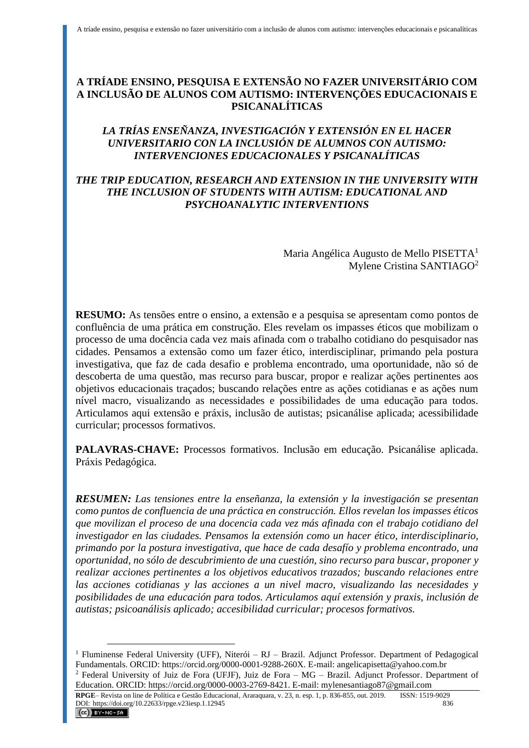# A TRÍADE ENSINO, PESQUISA E EXTENSÃO NO FAZER UNIVERSITÁRIO COM A INCLUSÃO DE ALUNOS COM AUTISMO: INTERVENÇÕES EDUCACIONAIS E PSICANALÍTICAS

## *LA TRÍAS ENSEÑANZA, INVESTIGACIÓN Y EXTENSIÓN EN EL HACER UNIVERSITARIO CON LA INCLUSIÓN DE ALUMNOS CON AUTISMO: INTERVENCIONES EDUCACIONALES Y PSICANALÍTICAS*

## *THE TRIP EDUCATION, RESEARCH AND EXTENSION IN THE UNIVERSITY WITH THE INCLUSION OF STUDENTS WITH AUTISM: EDUCATIONAL AND PSYCHOANALYTIC INTERVENTIONS*

Maria Angélica Augusto de Mello PISETTA[1]
Mylene Cristina SANTIAGO[2]

**RESUMO:** As tensões entre o ensino, a extensão e a pesquisa se apresentam como pontos de confluência de uma prática em construção. Eles revelam os impasses éticos que mobilizam o processo de uma docência cada vez mais afinada com o trabalho cotidiano do pesquisador nas cidades. Pensamos a extensão como um fazer ético, interdisciplinar, primando pela postura investigativa, que faz de cada desafio e problema encontrado, uma oportunidade, não só de descoberta de uma questão, mas recurso para buscar, propor e realizar ações pertinentes aos objetivos educacionais traçados; buscando relações entre as ações cotidianas e as ações num nível macro, visualizando as necessidades e possibilidades de uma educação para todos. Articulamos aqui extensão e práxis, inclusão de autistas; psicanálise aplicada; acessibilidade curricular; processos formativos.

**PALAVRAS-CHAVE:** Processos formativos. Inclusão em educação. Psicanálise aplicada. Práxis Pedagógica.

***RESUMEN:*** *Las tensiones entre la enseñanza, la extensión y la investigación se presentan como puntos de confluencia de una práctica en construcción. Ellos revelan los impasses éticos que movilizan el proceso de una docencia cada vez más afinada con el trabajo cotidiano del investigador en las ciudades. Pensamos la extensión como un hacer ético, interdisciplinario, primando por la postura investigativa, que hace de cada desafío y problema encontrado, una oportunidad, no sólo de descubrimiento de una cuestión, sino recurso para buscar, proponer y realizar acciones pertinentes a los objetivos educativos trazados; buscando relaciones entre las acciones cotidianas y las acciones a un nivel macro, visualizando las necesidades y posibilidades de una educación para todos. Articulamos aquí extensión y praxis, inclusión de autistas; psicoanálisis aplicado; accesibilidad curricular; procesos formativos.*

---

[1] Fluminense Federal University (UFF), Niterói – RJ – Brazil. Adjunct Professor. Department of Pedagogical Fundamentals. ORCID: https://orcid.org/0000-0001-9288-260X. E-mail: angelicapisetta@yahoo.com.br

[2] Federal University of Juiz de Fora (UFJF), Juiz de Fora – MG – Brazil. Adjunct Professor. Department of Education. ORCID: https://orcid.org/0000-0003-2769-8421. E-mail: mylenesantiago87@gmail.com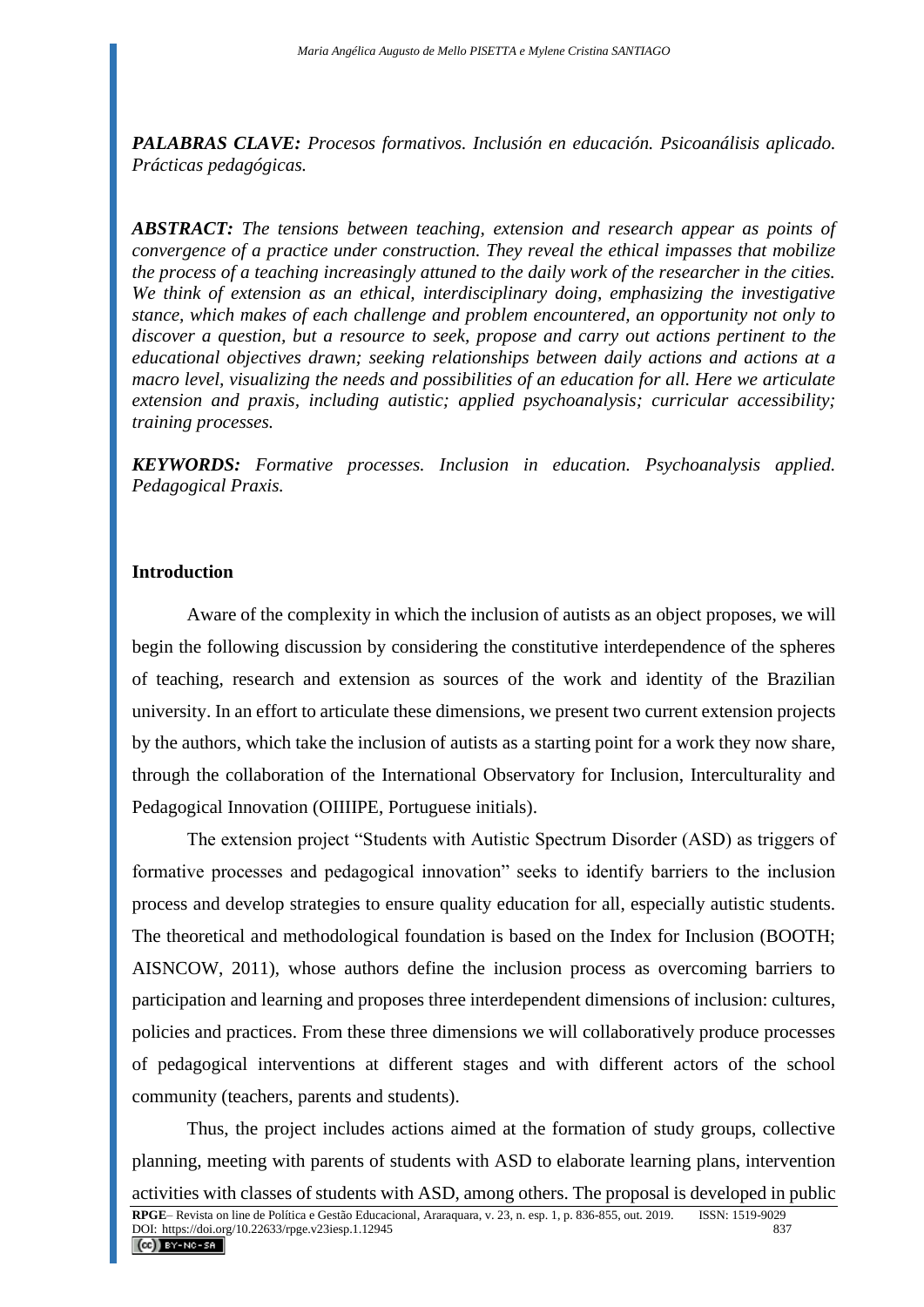***PALABRAS CLAVE:*** *Procesos formativos. Inclusión en educación. Psicoanálisis aplicado. Prácticas pedagógicas.*

***ABSTRACT:*** *The tensions between teaching, extension and research appear as points of convergence of a practice under construction. They reveal the ethical impasses that mobilize the process of a teaching increasingly attuned to the daily work of the researcher in the cities. We think of extension as an ethical, interdisciplinary doing, emphasizing the investigative stance, which makes of each challenge and problem encountered, an opportunity not only to discover a question, but a resource to seek, propose and carry out actions pertinent to the educational objectives drawn; seeking relationships between daily actions and actions at a macro level, visualizing the needs and possibilities of an education for all. Here we articulate extension and praxis, including autistic; applied psychoanalysis; curricular accessibility; training processes.*

***KEYWORDS:*** *Formative processes. Inclusion in education. Psychoanalysis applied. Pedagogical Praxis.*

## Introduction

Aware of the complexity in which the inclusion of autists as an object proposes, we will begin the following discussion by considering the constitutive interdependence of the spheres of teaching, research and extension as sources of the work and identity of the Brazilian university. In an effort to articulate these dimensions, we present two current extension projects by the authors, which take the inclusion of autists as a starting point for a work they now share, through the collaboration of the International Observatory for Inclusion, Interculturality and Pedagogical Innovation (OIIIIPE, Portuguese initials).

The extension project "Students with Autistic Spectrum Disorder (ASD) as triggers of formative processes and pedagogical innovation" seeks to identify barriers to the inclusion process and develop strategies to ensure quality education for all, especially autistic students. The theoretical and methodological foundation is based on the Index for Inclusion (BOOTH; AISNCOW, 2011), whose authors define the inclusion process as overcoming barriers to participation and learning and proposes three interdependent dimensions of inclusion: cultures, policies and practices. From these three dimensions we will collaboratively produce processes of pedagogical interventions at different stages and with different actors of the school community (teachers, parents and students).

Thus, the project includes actions aimed at the formation of study groups, collective planning, meeting with parents of students with ASD to elaborate learning plans, intervention activities with classes of students with ASD, among others. The proposal is developed in public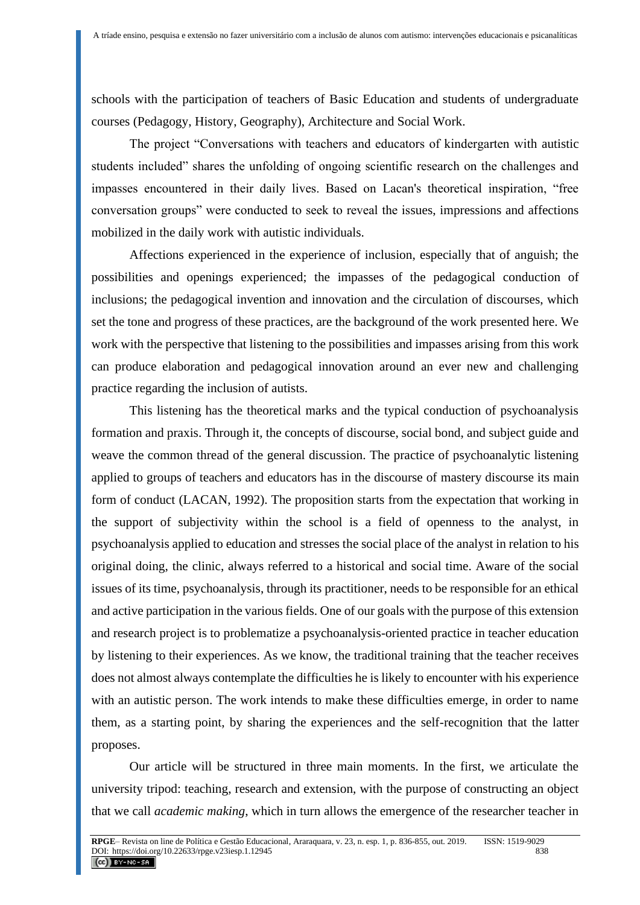schools with the participation of teachers of Basic Education and students of undergraduate courses (Pedagogy, History, Geography), Architecture and Social Work.

The project "Conversations with teachers and educators of kindergarten with autistic students included" shares the unfolding of ongoing scientific research on the challenges and impasses encountered in their daily lives. Based on Lacan's theoretical inspiration, "free conversation groups" were conducted to seek to reveal the issues, impressions and affections mobilized in the daily work with autistic individuals.

Affections experienced in the experience of inclusion, especially that of anguish; the possibilities and openings experienced; the impasses of the pedagogical conduction of inclusions; the pedagogical invention and innovation and the circulation of discourses, which set the tone and progress of these practices, are the background of the work presented here. We work with the perspective that listening to the possibilities and impasses arising from this work can produce elaboration and pedagogical innovation around an ever new and challenging practice regarding the inclusion of autists.

This listening has the theoretical marks and the typical conduction of psychoanalysis formation and praxis. Through it, the concepts of discourse, social bond, and subject guide and weave the common thread of the general discussion. The practice of psychoanalytic listening applied to groups of teachers and educators has in the discourse of mastery discourse its main form of conduct (LACAN, 1992). The proposition starts from the expectation that working in the support of subjectivity within the school is a field of openness to the analyst, in psychoanalysis applied to education and stresses the social place of the analyst in relation to his original doing, the clinic, always referred to a historical and social time. Aware of the social issues of its time, psychoanalysis, through its practitioner, needs to be responsible for an ethical and active participation in the various fields. One of our goals with the purpose of this extension and research project is to problematize a psychoanalysis-oriented practice in teacher education by listening to their experiences. As we know, the traditional training that the teacher receives does not almost always contemplate the difficulties he is likely to encounter with his experience with an autistic person. The work intends to make these difficulties emerge, in order to name them, as a starting point, by sharing the experiences and the self-recognition that the latter proposes.

Our article will be structured in three main moments. In the first, we articulate the university tripod: teaching, research and extension, with the purpose of constructing an object that we call *academic making*, which in turn allows the emergence of the researcher teacher in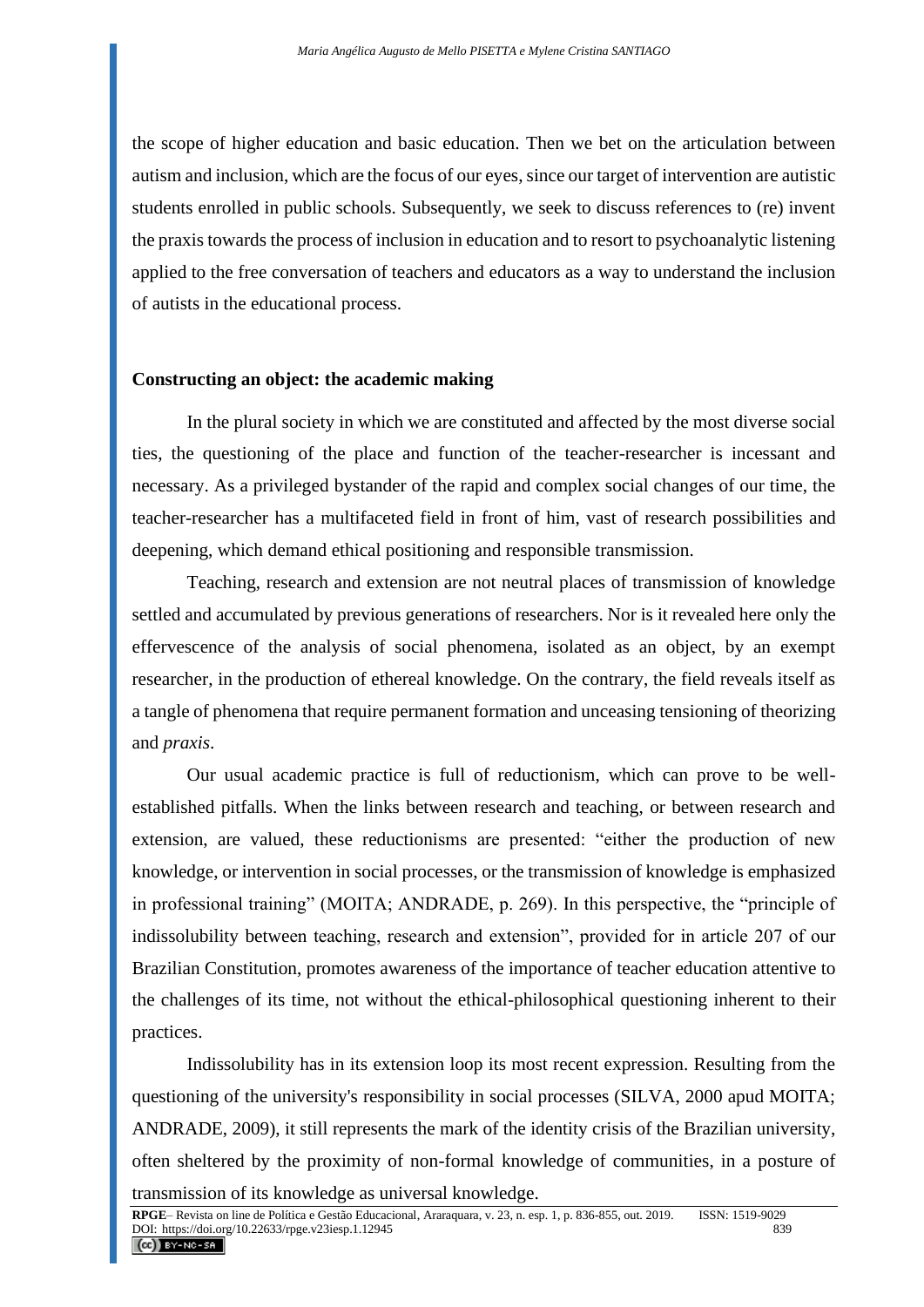the scope of higher education and basic education. Then we bet on the articulation between autism and inclusion, which are the focus of our eyes, since our target of intervention are autistic students enrolled in public schools. Subsequently, we seek to discuss references to (re) invent the praxis towards the process of inclusion in education and to resort to psychoanalytic listening applied to the free conversation of teachers and educators as a way to understand the inclusion of autists in the educational process.

## Constructing an object: the academic making

In the plural society in which we are constituted and affected by the most diverse social ties, the questioning of the place and function of the teacher-researcher is incessant and necessary. As a privileged bystander of the rapid and complex social changes of our time, the teacher-researcher has a multifaceted field in front of him, vast of research possibilities and deepening, which demand ethical positioning and responsible transmission.

Teaching, research and extension are not neutral places of transmission of knowledge settled and accumulated by previous generations of researchers. Nor is it revealed here only the effervescence of the analysis of social phenomena, isolated as an object, by an exempt researcher, in the production of ethereal knowledge. On the contrary, the field reveals itself as a tangle of phenomena that require permanent formation and unceasing tensioning of theorizing and *praxis*.

Our usual academic practice is full of reductionism, which can prove to be well-established pitfalls. When the links between research and teaching, or between research and extension, are valued, these reductionisms are presented: "either the production of new knowledge, or intervention in social processes, or the transmission of knowledge is emphasized in professional training" (MOITA; ANDRADE, p. 269). In this perspective, the "principle of indissolubility between teaching, research and extension", provided for in article 207 of our Brazilian Constitution, promotes awareness of the importance of teacher education attentive to the challenges of its time, not without the ethical-philosophical questioning inherent to their practices.

Indissolubility has in its extension loop its most recent expression. Resulting from the questioning of the university's responsibility in social processes (SILVA, 2000 apud MOITA; ANDRADE, 2009), it still represents the mark of the identity crisis of the Brazilian university, often sheltered by the proximity of non-formal knowledge of communities, in a posture of transmission of its knowledge as universal knowledge.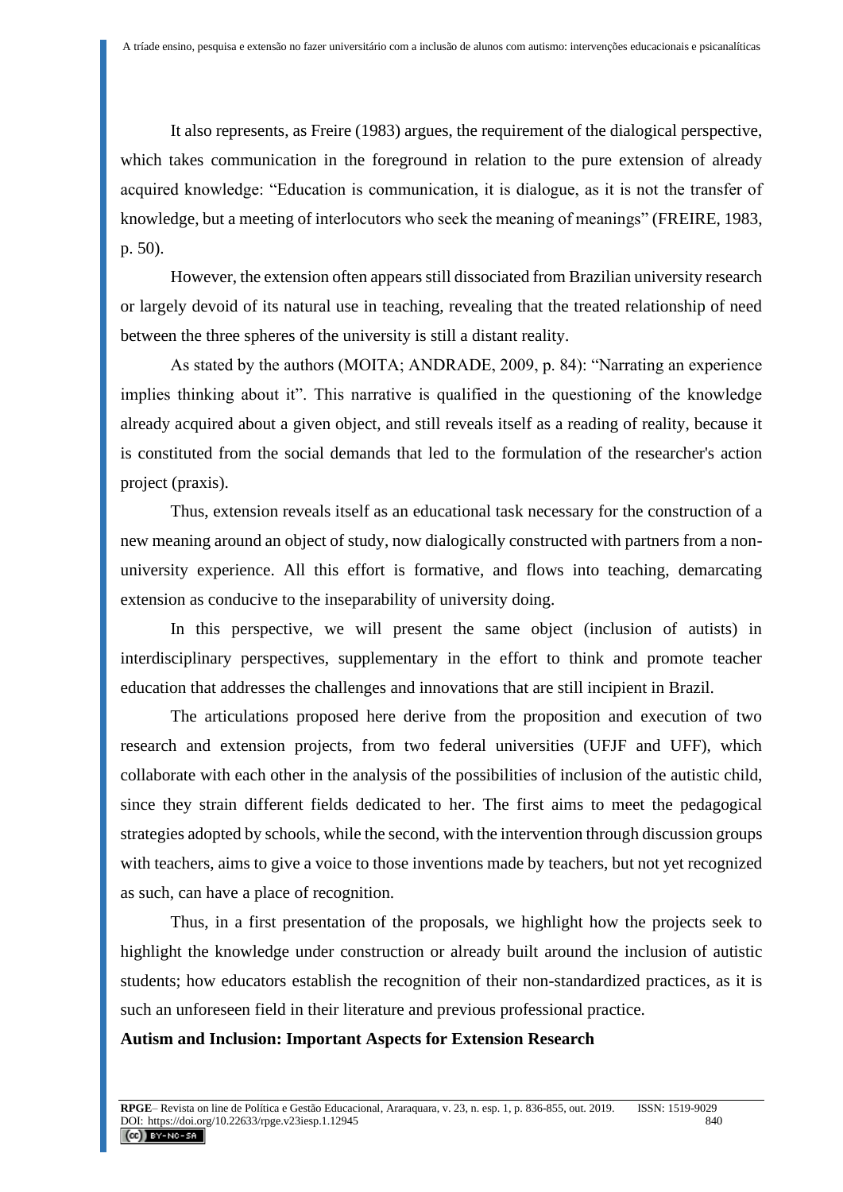It also represents, as Freire (1983) argues, the requirement of the dialogical perspective, which takes communication in the foreground in relation to the pure extension of already acquired knowledge: “Education is communication, it is dialogue, as it is not the transfer of knowledge, but a meeting of interlocutors who seek the meaning of meanings” (FREIRE, 1983, p. 50).

However, the extension often appears still dissociated from Brazilian university research or largely devoid of its natural use in teaching, revealing that the treated relationship of need between the three spheres of the university is still a distant reality.

As stated by the authors (MOITA; ANDRADE, 2009, p. 84): “Narrating an experience implies thinking about it”. This narrative is qualified in the questioning of the knowledge already acquired about a given object, and still reveals itself as a reading of reality, because it is constituted from the social demands that led to the formulation of the researcher's action project (praxis).

Thus, extension reveals itself as an educational task necessary for the construction of a new meaning around an object of study, now dialogically constructed with partners from a non-university experience. All this effort is formative, and flows into teaching, demarcating extension as conducive to the inseparability of university doing.

In this perspective, we will present the same object (inclusion of autists) in interdisciplinary perspectives, supplementary in the effort to think and promote teacher education that addresses the challenges and innovations that are still incipient in Brazil.

The articulations proposed here derive from the proposition and execution of two research and extension projects, from two federal universities (UFJF and UFF), which collaborate with each other in the analysis of the possibilities of inclusion of the autistic child, since they strain different fields dedicated to her. The first aims to meet the pedagogical strategies adopted by schools, while the second, with the intervention through discussion groups with teachers, aims to give a voice to those inventions made by teachers, but not yet recognized as such, can have a place of recognition.

Thus, in a first presentation of the proposals, we highlight how the projects seek to highlight the knowledge under construction or already built around the inclusion of autistic students; how educators establish the recognition of their non-standardized practices, as it is such an unforeseen field in their literature and previous professional practice.

**Autism and Inclusion: Important Aspects for Extension Research**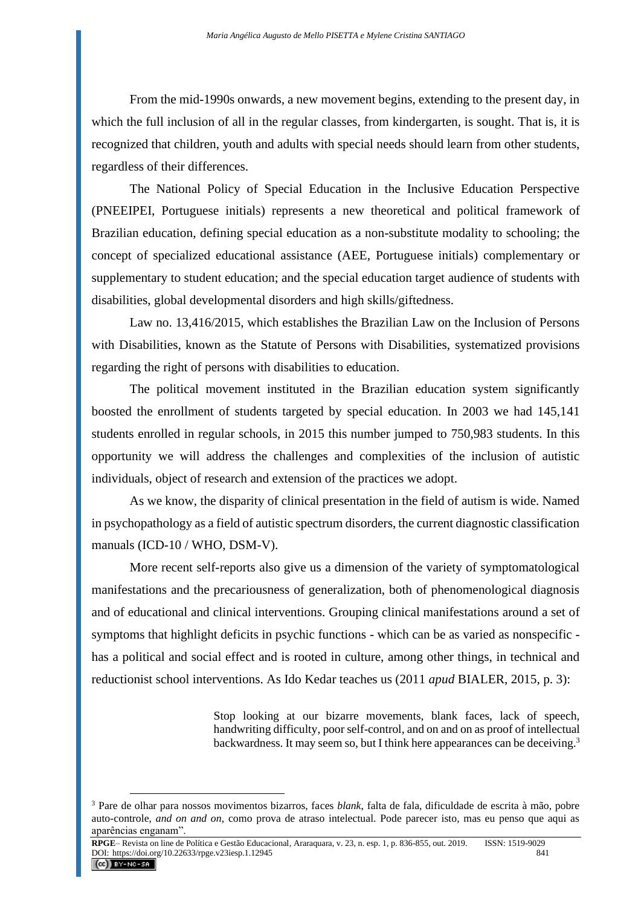From the mid-1990s onwards, a new movement begins, extending to the present day, in which the full inclusion of all in the regular classes, from kindergarten, is sought. That is, it is recognized that children, youth and adults with special needs should learn from other students, regardless of their differences.

The National Policy of Special Education in the Inclusive Education Perspective (PNEEIPEI, Portuguese initials) represents a new theoretical and political framework of Brazilian education, defining special education as a non-substitute modality to schooling; the concept of specialized educational assistance (AEE, Portuguese initials) complementary or supplementary to student education; and the special education target audience of students with disabilities, global developmental disorders and high skills/giftedness.

Law no. 13,416/2015, which establishes the Brazilian Law on the Inclusion of Persons with Disabilities, known as the Statute of Persons with Disabilities, systematized provisions regarding the right of persons with disabilities to education.

The political movement instituted in the Brazilian education system significantly boosted the enrollment of students targeted by special education. In 2003 we had 145,141 students enrolled in regular schools, in 2015 this number jumped to 750,983 students. In this opportunity we will address the challenges and complexities of the inclusion of autistic individuals, object of research and extension of the practices we adopt.

As we know, the disparity of clinical presentation in the field of autism is wide. Named in psychopathology as a field of autistic spectrum disorders, the current diagnostic classification manuals (ICD-10 / WHO, DSM-V).

More recent self-reports also give us a dimension of the variety of symptomatological manifestations and the precariousness of generalization, both of phenomenological diagnosis and of educational and clinical interventions. Grouping clinical manifestations around a set of symptoms that highlight deficits in psychic functions - which can be as varied as nonspecific - has a political and social effect and is rooted in culture, among other things, in technical and reductionist school interventions. As Ido Kedar teaches us (2011 *apud* BIALER, 2015, p. 3):

> Stop looking at our bizarre movements, blank faces, lack of speech, handwriting difficulty, poor self-control, and on and on as proof of intellectual backwardness. It may seem so, but I think here appearances can be deceiving.[3]

[3] Pare de olhar para nossos movimentos bizarros, faces *blank*, falta de fala, dificuldade de escrita à mão, pobre auto-controle, *and on and on*, como prova de atraso intelectual. Pode parecer isto, mas eu penso que aqui as aparências enganam".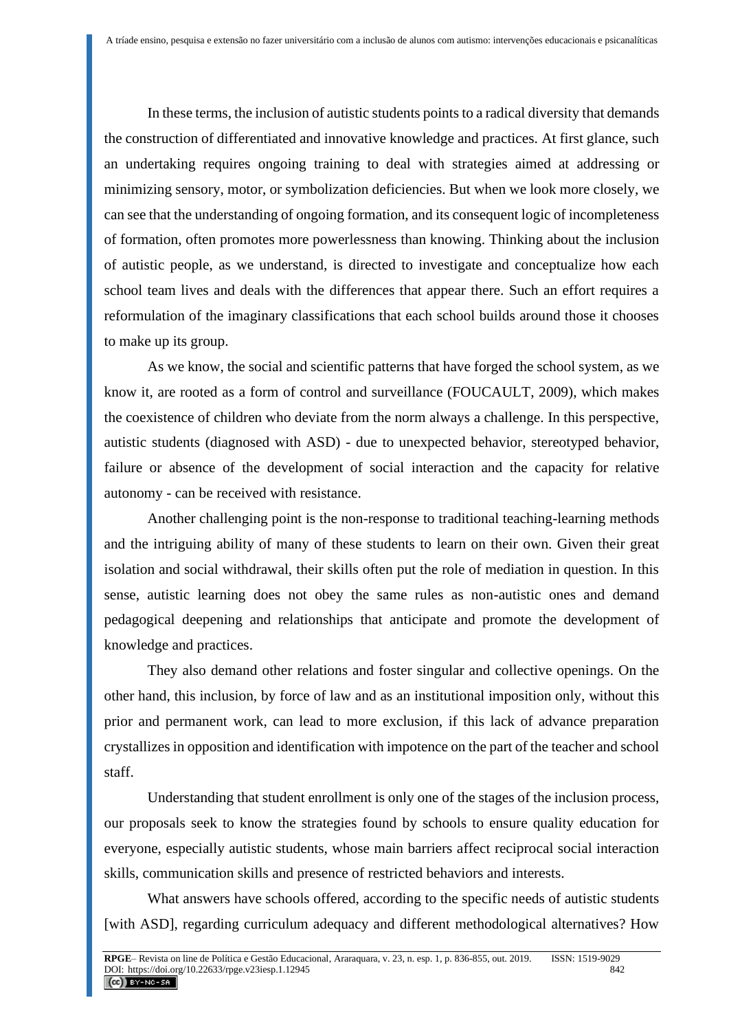In these terms, the inclusion of autistic students points to a radical diversity that demands the construction of differentiated and innovative knowledge and practices. At first glance, such an undertaking requires ongoing training to deal with strategies aimed at addressing or minimizing sensory, motor, or symbolization deficiencies. But when we look more closely, we can see that the understanding of ongoing formation, and its consequent logic of incompleteness of formation, often promotes more powerlessness than knowing. Thinking about the inclusion of autistic people, as we understand, is directed to investigate and conceptualize how each school team lives and deals with the differences that appear there. Such an effort requires a reformulation of the imaginary classifications that each school builds around those it chooses to make up its group.

As we know, the social and scientific patterns that have forged the school system, as we know it, are rooted as a form of control and surveillance (FOUCAULT, 2009), which makes the coexistence of children who deviate from the norm always a challenge. In this perspective, autistic students (diagnosed with ASD) - due to unexpected behavior, stereotyped behavior, failure or absence of the development of social interaction and the capacity for relative autonomy - can be received with resistance.

Another challenging point is the non-response to traditional teaching-learning methods and the intriguing ability of many of these students to learn on their own. Given their great isolation and social withdrawal, their skills often put the role of mediation in question. In this sense, autistic learning does not obey the same rules as non-autistic ones and demand pedagogical deepening and relationships that anticipate and promote the development of knowledge and practices.

They also demand other relations and foster singular and collective openings. On the other hand, this inclusion, by force of law and as an institutional imposition only, without this prior and permanent work, can lead to more exclusion, if this lack of advance preparation crystallizes in opposition and identification with impotence on the part of the teacher and school staff.

Understanding that student enrollment is only one of the stages of the inclusion process, our proposals seek to know the strategies found by schools to ensure quality education for everyone, especially autistic students, whose main barriers affect reciprocal social interaction skills, communication skills and presence of restricted behaviors and interests.

What answers have schools offered, according to the specific needs of autistic students [with ASD], regarding curriculum adequacy and different methodological alternatives? How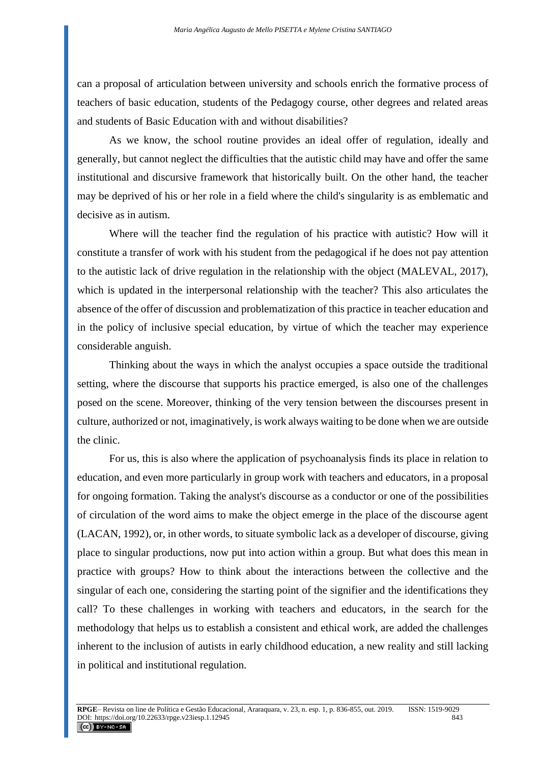can a proposal of articulation between university and schools enrich the formative process of teachers of basic education, students of the Pedagogy course, other degrees and related areas and students of Basic Education with and without disabilities?

As we know, the school routine provides an ideal offer of regulation, ideally and generally, but cannot neglect the difficulties that the autistic child may have and offer the same institutional and discursive framework that historically built. On the other hand, the teacher may be deprived of his or her role in a field where the child's singularity is as emblematic and decisive as in autism.

Where will the teacher find the regulation of his practice with autistic? How will it constitute a transfer of work with his student from the pedagogical if he does not pay attention to the autistic lack of drive regulation in the relationship with the object (MALEVAL, 2017), which is updated in the interpersonal relationship with the teacher? This also articulates the absence of the offer of discussion and problematization of this practice in teacher education and in the policy of inclusive special education, by virtue of which the teacher may experience considerable anguish.

Thinking about the ways in which the analyst occupies a space outside the traditional setting, where the discourse that supports his practice emerged, is also one of the challenges posed on the scene. Moreover, thinking of the very tension between the discourses present in culture, authorized or not, imaginatively, is work always waiting to be done when we are outside the clinic.

For us, this is also where the application of psychoanalysis finds its place in relation to education, and even more particularly in group work with teachers and educators, in a proposal for ongoing formation. Taking the analyst's discourse as a conductor or one of the possibilities of circulation of the word aims to make the object emerge in the place of the discourse agent (LACAN, 1992), or, in other words, to situate symbolic lack as a developer of discourse, giving place to singular productions, now put into action within a group. But what does this mean in practice with groups? How to think about the interactions between the collective and the singular of each one, considering the starting point of the signifier and the identifications they call? To these challenges in working with teachers and educators, in the search for the methodology that helps us to establish a consistent and ethical work, are added the challenges inherent to the inclusion of autists in early childhood education, a new reality and still lacking in political and institutional regulation.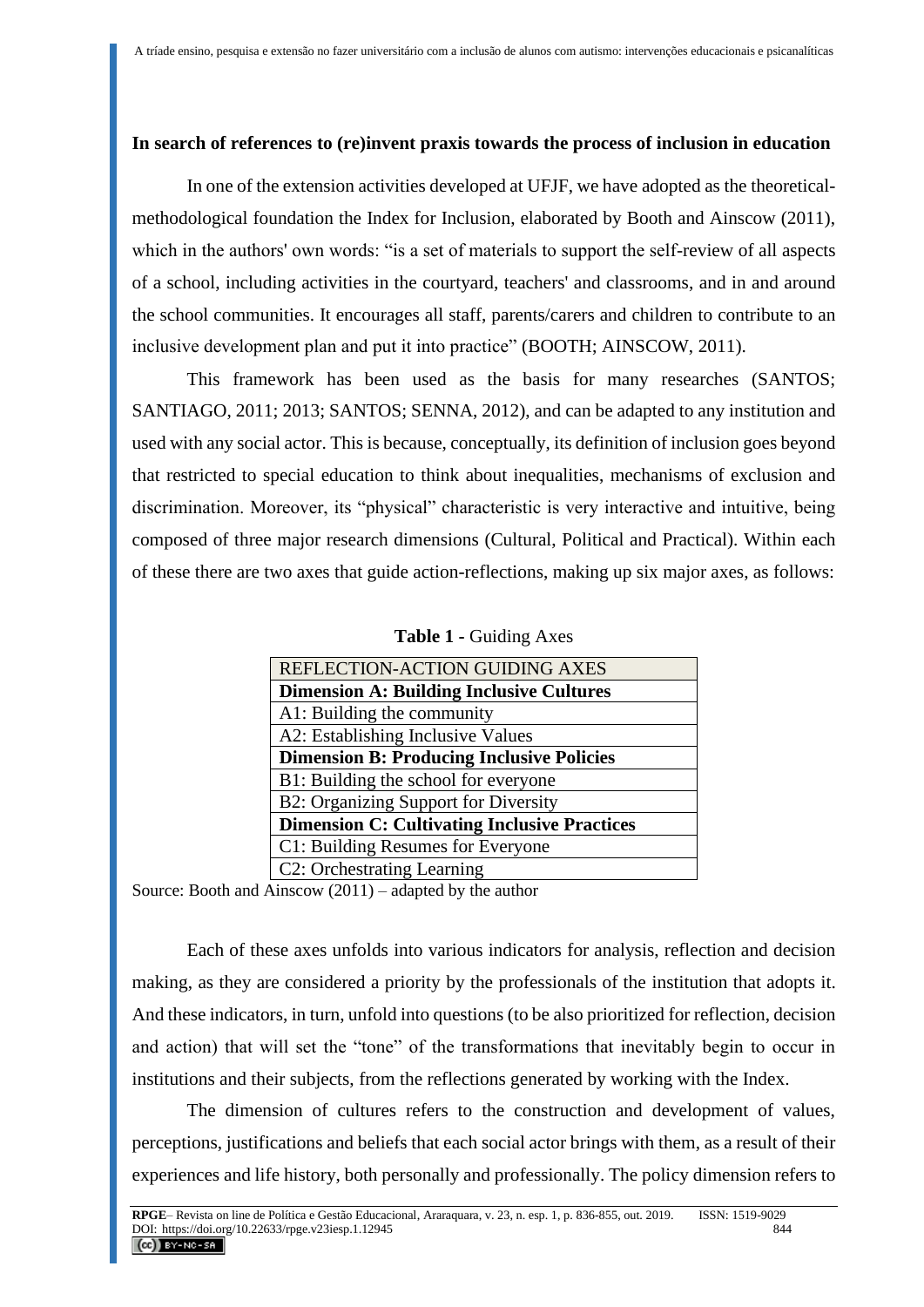**In search of references to (re)invent praxis towards the process of inclusion in education**

In one of the extension activities developed at UFJF, we have adopted as the theoretical-methodological foundation the Index for Inclusion, elaborated by Booth and Ainscow (2011), which in the authors' own words: "is a set of materials to support the self-review of all aspects of a school, including activities in the courtyard, teachers' and classrooms, and in and around the school communities. It encourages all staff, parents/carers and children to contribute to an inclusive development plan and put it into practice" (BOOTH; AINSCOW, 2011).

This framework has been used as the basis for many researches (SANTOS; SANTIAGO, 2011; 2013; SANTOS; SENNA, 2012), and can be adapted to any institution and used with any social actor. This is because, conceptually, its definition of inclusion goes beyond that restricted to special education to think about inequalities, mechanisms of exclusion and discrimination. Moreover, its "physical" characteristic is very interactive and intuitive, being composed of three major research dimensions (Cultural, Political and Practical). Within each of these there are two axes that guide action-reflections, making up six major axes, as follows:

**Table 1 -** Guiding Axes

| REFLECTION-ACTION GUIDING AXES |
|---|
| **Dimension A: Building Inclusive Cultures** |
| A1: Building the community |
| A2: Establishing Inclusive Values |
| **Dimension B: Producing Inclusive Policies** |
| B1: Building the school for everyone |
| B2: Organizing Support for Diversity |
| **Dimension C: Cultivating Inclusive Practices** |
| C1: Building Resumes for Everyone |
| C2: Orchestrating Learning |

Source: Booth and Ainscow (2011) – adapted by the author

Each of these axes unfolds into various indicators for analysis, reflection and decision making, as they are considered a priority by the professionals of the institution that adopts it. And these indicators, in turn, unfold into questions (to be also prioritized for reflection, decision and action) that will set the "tone" of the transformations that inevitably begin to occur in institutions and their subjects, from the reflections generated by working with the Index.

The dimension of cultures refers to the construction and development of values, perceptions, justifications and beliefs that each social actor brings with them, as a result of their experiences and life history, both personally and professionally. The policy dimension refers to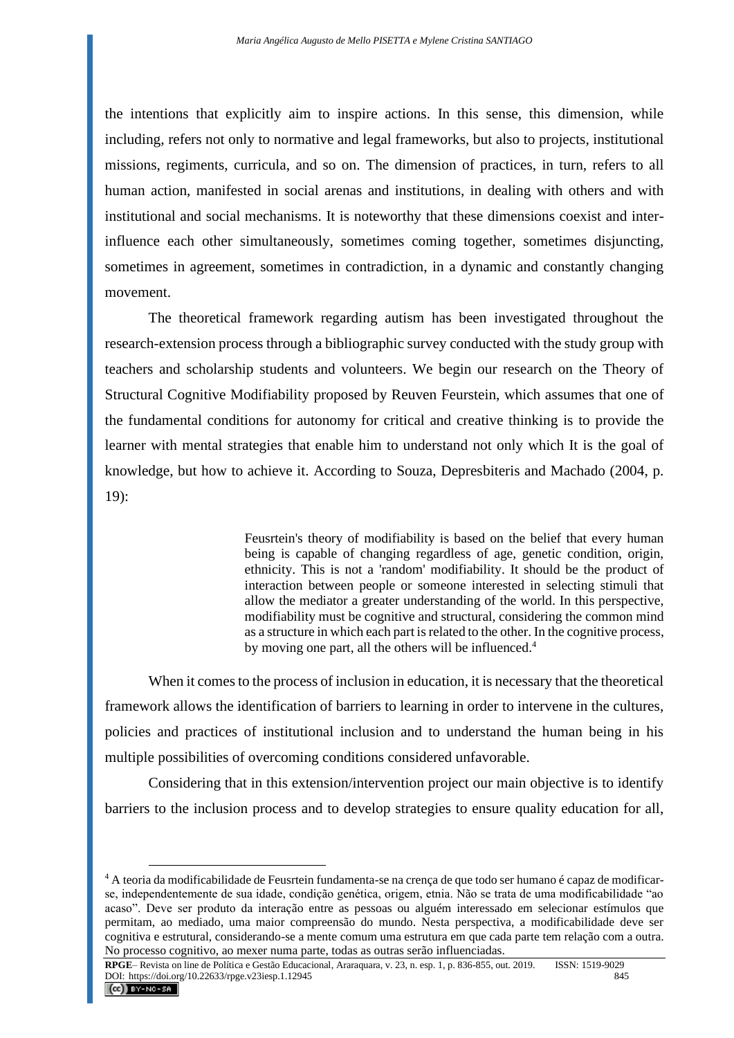the intentions that explicitly aim to inspire actions. In this sense, this dimension, while including, refers not only to normative and legal frameworks, but also to projects, institutional missions, regiments, curricula, and so on. The dimension of practices, in turn, refers to all human action, manifested in social arenas and institutions, in dealing with others and with institutional and social mechanisms. It is noteworthy that these dimensions coexist and inter-influence each other simultaneously, sometimes coming together, sometimes disjuncting, sometimes in agreement, sometimes in contradiction, in a dynamic and constantly changing movement.

The theoretical framework regarding autism has been investigated throughout the research-extension process through a bibliographic survey conducted with the study group with teachers and scholarship students and volunteers. We begin our research on the Theory of Structural Cognitive Modifiability proposed by Reuven Feurstein, which assumes that one of the fundamental conditions for autonomy for critical and creative thinking is to provide the learner with mental strategies that enable him to understand not only which It is the goal of knowledge, but how to achieve it. According to Souza, Depresbiteris and Machado (2004, p. 19):

> Feusrtein's theory of modifiability is based on the belief that every human being is capable of changing regardless of age, genetic condition, origin, ethnicity. This is not a 'random' modifiability. It should be the product of interaction between people or someone interested in selecting stimuli that allow the mediator a greater understanding of the world. In this perspective, modifiability must be cognitive and structural, considering the common mind as a structure in which each part is related to the other. In the cognitive process, by moving one part, all the others will be influenced.[4]

When it comes to the process of inclusion in education, it is necessary that the theoretical framework allows the identification of barriers to learning in order to intervene in the cultures, policies and practices of institutional inclusion and to understand the human being in his multiple possibilities of overcoming conditions considered unfavorable.

Considering that in this extension/intervention project our main objective is to identify barriers to the inclusion process and to develop strategies to ensure quality education for all,

---

[4] A teoria da modificabilidade de Feusrtein fundamenta-se na crença de que todo ser humano é capaz de modificar-se, independentemente de sua idade, condição genética, origem, etnia. Não se trata de uma modificabilidade "ao acaso". Deve ser produto da interação entre as pessoas ou alguém interessado em selecionar estímulos que permitam, ao mediado, uma maior compreensão do mundo. Nesta perspectiva, a modificabilidade deve ser cognitiva e estrutural, considerando-se a mente comum uma estrutura em que cada parte tem relação com a outra. No processo cognitivo, ao mexer numa parte, todas as outras serão influenciadas.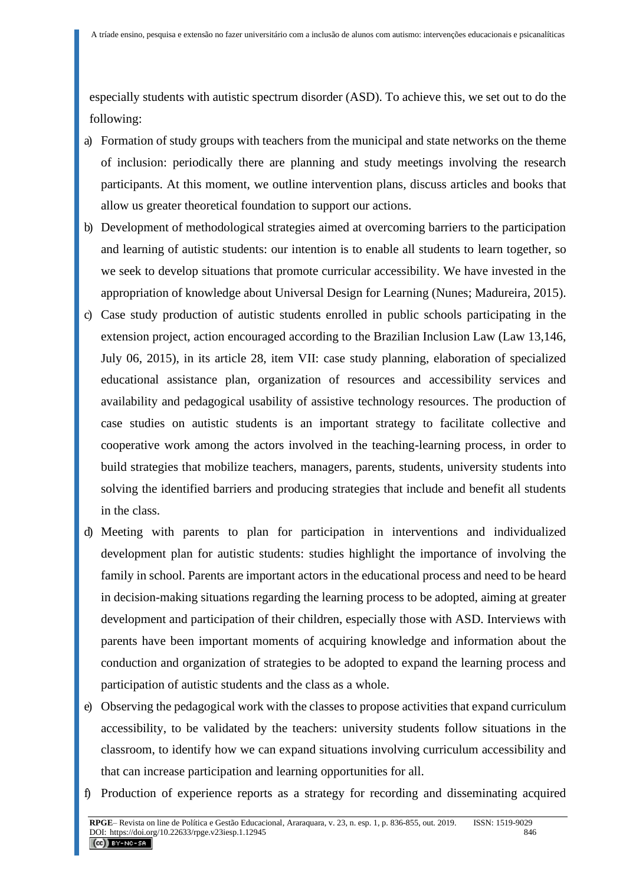especially students with autistic spectrum disorder (ASD). To achieve this, we set out to do the following:

a) Formation of study groups with teachers from the municipal and state networks on the theme of inclusion: periodically there are planning and study meetings involving the research participants. At this moment, we outline intervention plans, discuss articles and books that allow us greater theoretical foundation to support our actions.
b) Development of methodological strategies aimed at overcoming barriers to the participation and learning of autistic students: our intention is to enable all students to learn together, so we seek to develop situations that promote curricular accessibility. We have invested in the appropriation of knowledge about Universal Design for Learning (Nunes; Madureira, 2015).
c) Case study production of autistic students enrolled in public schools participating in the extension project, action encouraged according to the Brazilian Inclusion Law (Law 13,146, July 06, 2015), in its article 28, item VII: case study planning, elaboration of specialized educational assistance plan, organization of resources and accessibility services and availability and pedagogical usability of assistive technology resources. The production of case studies on autistic students is an important strategy to facilitate collective and cooperative work among the actors involved in the teaching-learning process, in order to build strategies that mobilize teachers, managers, parents, students, university students into solving the identified barriers and producing strategies that include and benefit all students in the class.
d) Meeting with parents to plan for participation in interventions and individualized development plan for autistic students: studies highlight the importance of involving the family in school. Parents are important actors in the educational process and need to be heard in decision-making situations regarding the learning process to be adopted, aiming at greater development and participation of their children, especially those with ASD. Interviews with parents have been important moments of acquiring knowledge and information about the conduction and organization of strategies to be adopted to expand the learning process and participation of autistic students and the class as a whole.
e) Observing the pedagogical work with the classes to propose activities that expand curriculum accessibility, to be validated by the teachers: university students follow situations in the classroom, to identify how we can expand situations involving curriculum accessibility and that can increase participation and learning opportunities for all.
f) Production of experience reports as a strategy for recording and disseminating acquired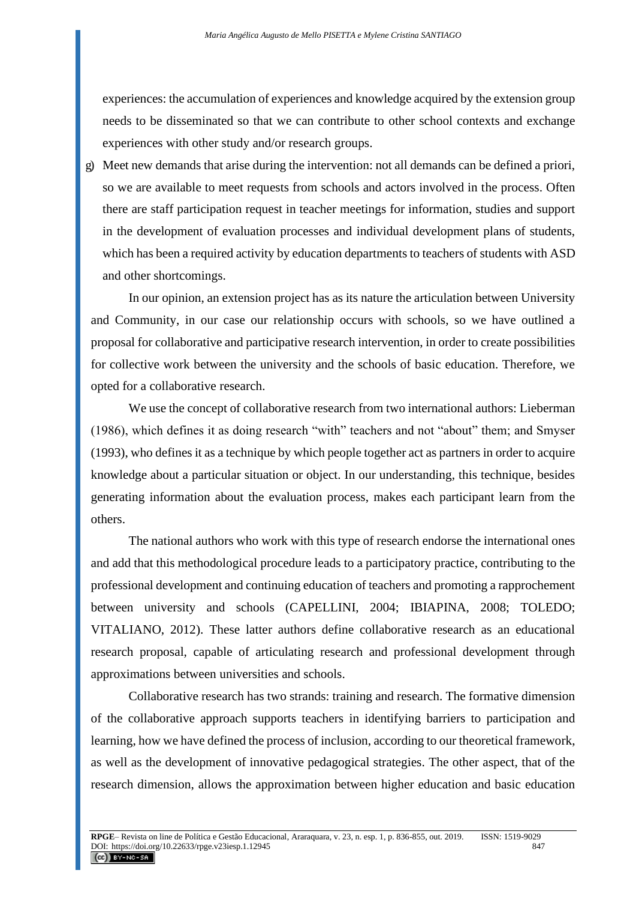experiences: the accumulation of experiences and knowledge acquired by the extension group needs to be disseminated so that we can contribute to other school contexts and exchange experiences with other study and/or research groups.

g) Meet new demands that arise during the intervention: not all demands can be defined a priori, so we are available to meet requests from schools and actors involved in the process. Often there are staff participation request in teacher meetings for information, studies and support in the development of evaluation processes and individual development plans of students, which has been a required activity by education departments to teachers of students with ASD and other shortcomings.

In our opinion, an extension project has as its nature the articulation between University and Community, in our case our relationship occurs with schools, so we have outlined a proposal for collaborative and participative research intervention, in order to create possibilities for collective work between the university and the schools of basic education. Therefore, we opted for a collaborative research.

We use the concept of collaborative research from two international authors: Lieberman (1986), which defines it as doing research "with" teachers and not "about" them; and Smyser (1993), who defines it as a technique by which people together act as partners in order to acquire knowledge about a particular situation or object. In our understanding, this technique, besides generating information about the evaluation process, makes each participant learn from the others.

The national authors who work with this type of research endorse the international ones and add that this methodological procedure leads to a participatory practice, contributing to the professional development and continuing education of teachers and promoting a rapprochement between university and schools (CAPELLINI, 2004; IBIAPINA, 2008; TOLEDO; VITALIANO, 2012). These latter authors define collaborative research as an educational research proposal, capable of articulating research and professional development through approximations between universities and schools.

Collaborative research has two strands: training and research. The formative dimension of the collaborative approach supports teachers in identifying barriers to participation and learning, how we have defined the process of inclusion, according to our theoretical framework, as well as the development of innovative pedagogical strategies. The other aspect, that of the research dimension, allows the approximation between higher education and basic education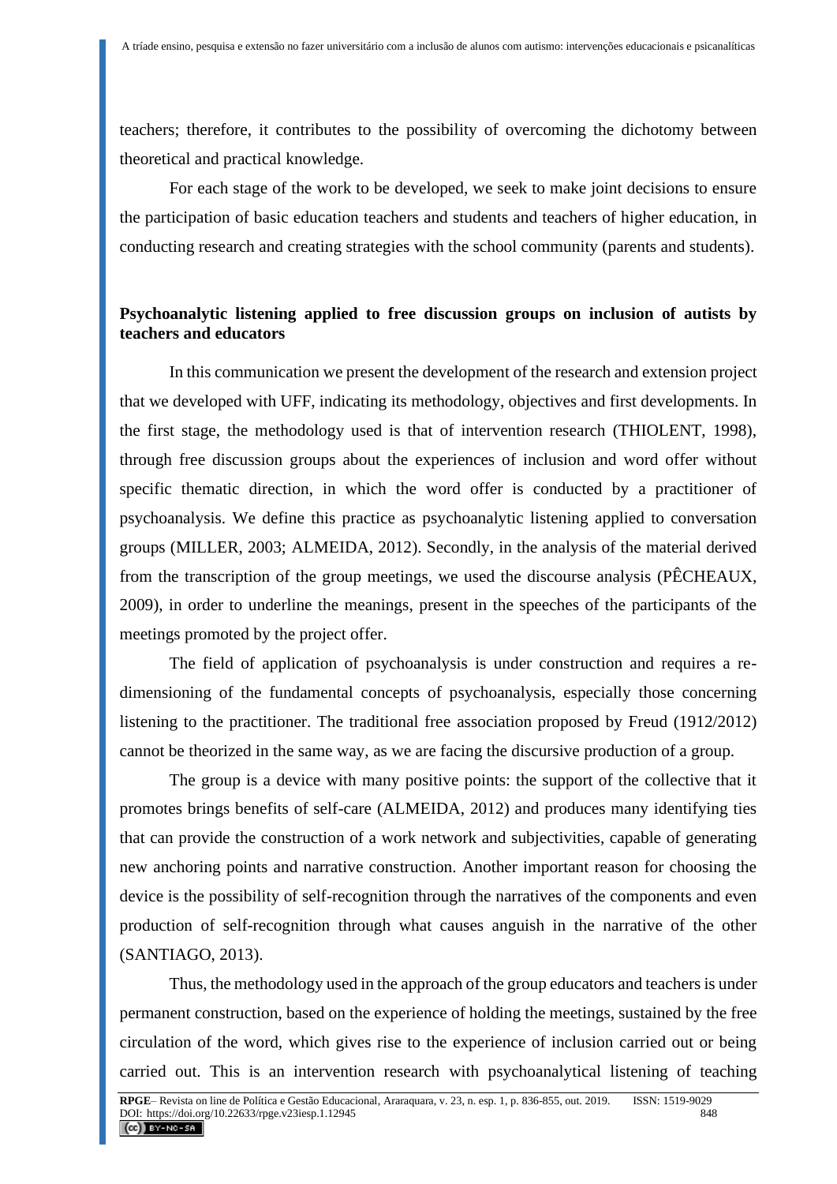teachers; therefore, it contributes to the possibility of overcoming the dichotomy between theoretical and practical knowledge.

For each stage of the work to be developed, we seek to make joint decisions to ensure the participation of basic education teachers and students and teachers of higher education, in conducting research and creating strategies with the school community (parents and students).

## Psychoanalytic listening applied to free discussion groups on inclusion of autists by teachers and educators

In this communication we present the development of the research and extension project that we developed with UFF, indicating its methodology, objectives and first developments. In the first stage, the methodology used is that of intervention research (THIOLENT, 1998), through free discussion groups about the experiences of inclusion and word offer without specific thematic direction, in which the word offer is conducted by a practitioner of psychoanalysis. We define this practice as psychoanalytic listening applied to conversation groups (MILLER, 2003; ALMEIDA, 2012). Secondly, in the analysis of the material derived from the transcription of the group meetings, we used the discourse analysis (PÊCHEAUX, 2009), in order to underline the meanings, present in the speeches of the participants of the meetings promoted by the project offer.

The field of application of psychoanalysis is under construction and requires a re-dimensioning of the fundamental concepts of psychoanalysis, especially those concerning listening to the practitioner. The traditional free association proposed by Freud (1912/2012) cannot be theorized in the same way, as we are facing the discursive production of a group.

The group is a device with many positive points: the support of the collective that it promotes brings benefits of self-care (ALMEIDA, 2012) and produces many identifying ties that can provide the construction of a work network and subjectivities, capable of generating new anchoring points and narrative construction. Another important reason for choosing the device is the possibility of self-recognition through the narratives of the components and even production of self-recognition through what causes anguish in the narrative of the other (SANTIAGO, 2013).

Thus, the methodology used in the approach of the group educators and teachers is under permanent construction, based on the experience of holding the meetings, sustained by the free circulation of the word, which gives rise to the experience of inclusion carried out or being carried out. This is an intervention research with psychoanalytical listening of teaching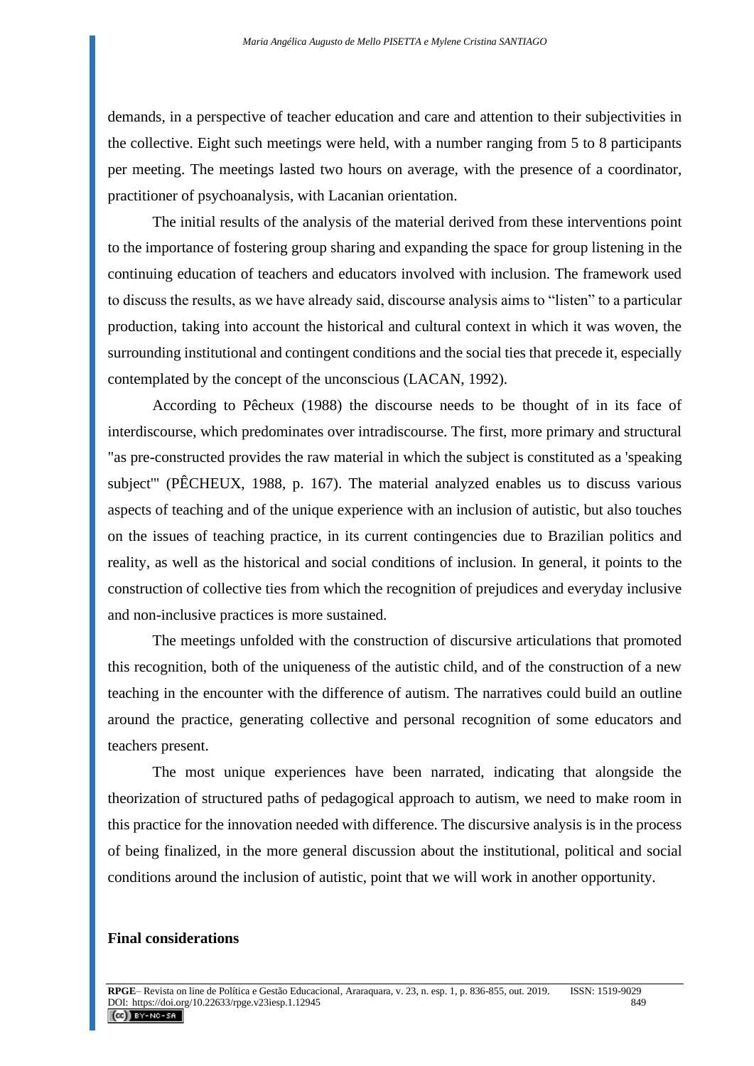demands, in a perspective of teacher education and care and attention to their subjectivities in the collective. Eight such meetings were held, with a number ranging from 5 to 8 participants per meeting. The meetings lasted two hours on average, with the presence of a coordinator, practitioner of psychoanalysis, with Lacanian orientation.

The initial results of the analysis of the material derived from these interventions point to the importance of fostering group sharing and expanding the space for group listening in the continuing education of teachers and educators involved with inclusion. The framework used to discuss the results, as we have already said, discourse analysis aims to "listen" to a particular production, taking into account the historical and cultural context in which it was woven, the surrounding institutional and contingent conditions and the social ties that precede it, especially contemplated by the concept of the unconscious (LACAN, 1992).

According to Pêcheux (1988) the discourse needs to be thought of in its face of interdiscourse, which predominates over intradiscourse. The first, more primary and structural "as pre-constructed provides the raw material in which the subject is constituted as a 'speaking subject'" (PÊCHEUX, 1988, p. 167). The material analyzed enables us to discuss various aspects of teaching and of the unique experience with an inclusion of autistic, but also touches on the issues of teaching practice, in its current contingencies due to Brazilian politics and reality, as well as the historical and social conditions of inclusion. In general, it points to the construction of collective ties from which the recognition of prejudices and everyday inclusive and non-inclusive practices is more sustained.

The meetings unfolded with the construction of discursive articulations that promoted this recognition, both of the uniqueness of the autistic child, and of the construction of a new teaching in the encounter with the difference of autism. The narratives could build an outline around the practice, generating collective and personal recognition of some educators and teachers present.

The most unique experiences have been narrated, indicating that alongside the theorization of structured paths of pedagogical approach to autism, we need to make room in this practice for the innovation needed with difference. The discursive analysis is in the process of being finalized, in the more general discussion about the institutional, political and social conditions around the inclusion of autistic, point that we will work in another opportunity.

## Final considerations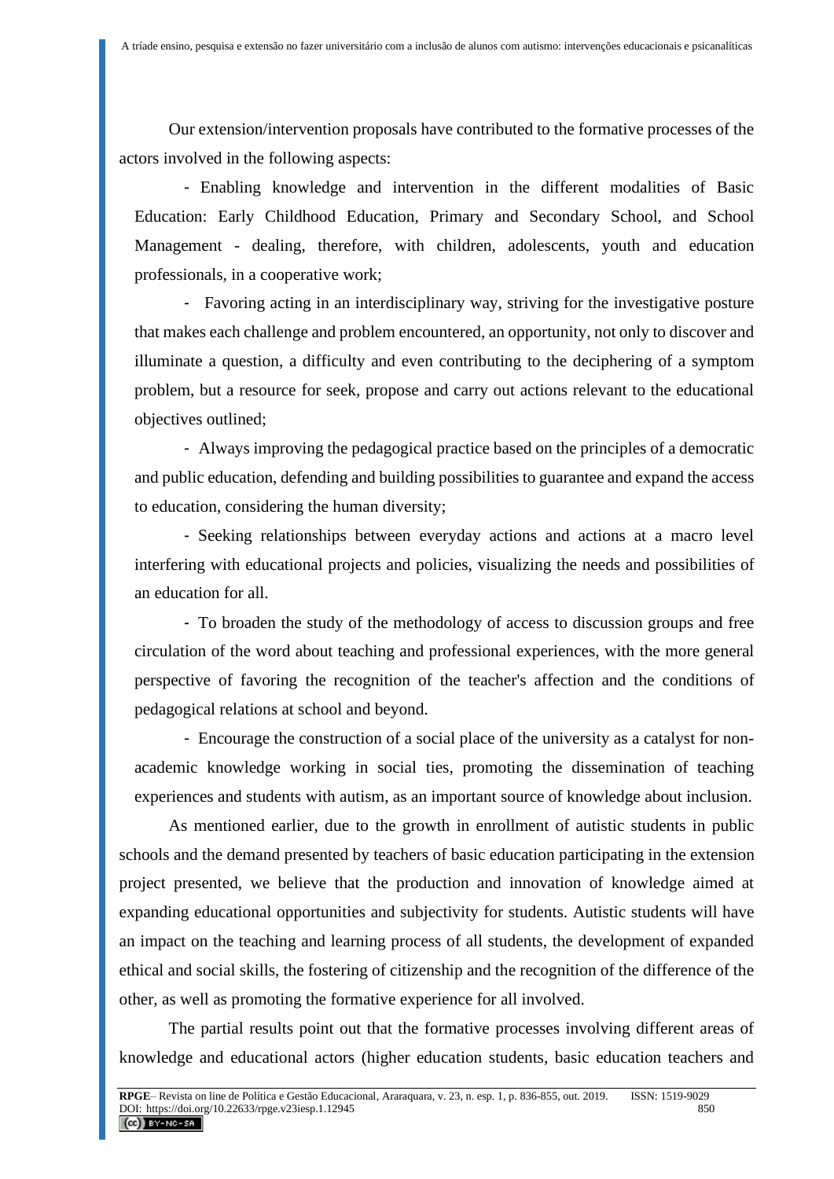Our extension/intervention proposals have contributed to the formative processes of the actors involved in the following aspects:

- Enabling knowledge and intervention in the different modalities of Basic Education: Early Childhood Education, Primary and Secondary School, and School Management - dealing, therefore, with children, adolescents, youth and education professionals, in a cooperative work;
- Favoring acting in an interdisciplinary way, striving for the investigative posture that makes each challenge and problem encountered, an opportunity, not only to discover and illuminate a question, a difficulty and even contributing to the deciphering of a symptom problem, but a resource for seek, propose and carry out actions relevant to the educational objectives outlined;
- Always improving the pedagogical practice based on the principles of a democratic and public education, defending and building possibilities to guarantee and expand the access to education, considering the human diversity;
- Seeking relationships between everyday actions and actions at a macro level interfering with educational projects and policies, visualizing the needs and possibilities of an education for all.
- To broaden the study of the methodology of access to discussion groups and free circulation of the word about teaching and professional experiences, with the more general perspective of favoring the recognition of the teacher's affection and the conditions of pedagogical relations at school and beyond.
- Encourage the construction of a social place of the university as a catalyst for non-academic knowledge working in social ties, promoting the dissemination of teaching experiences and students with autism, as an important source of knowledge about inclusion.

As mentioned earlier, due to the growth in enrollment of autistic students in public schools and the demand presented by teachers of basic education participating in the extension project presented, we believe that the production and innovation of knowledge aimed at expanding educational opportunities and subjectivity for students. Autistic students will have an impact on the teaching and learning process of all students, the development of expanded ethical and social skills, the fostering of citizenship and the recognition of the difference of the other, as well as promoting the formative experience for all involved.

The partial results point out that the formative processes involving different areas of knowledge and educational actors (higher education students, basic education teachers and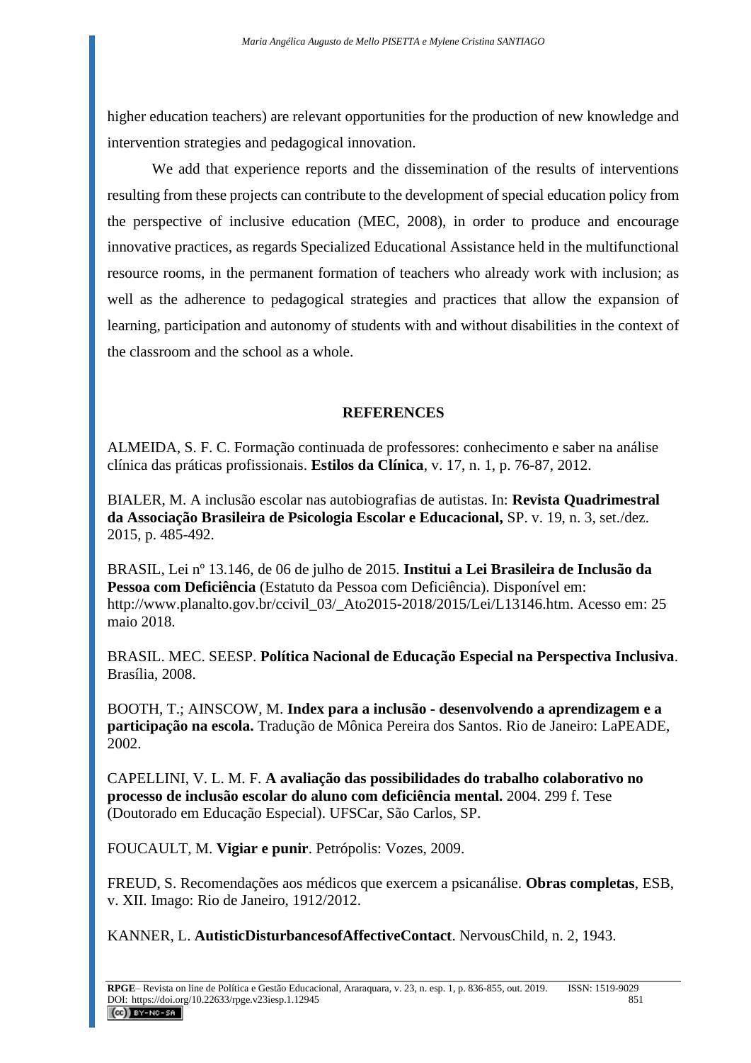higher education teachers) are relevant opportunities for the production of new knowledge and intervention strategies and pedagogical innovation.

We add that experience reports and the dissemination of the results of interventions resulting from these projects can contribute to the development of special education policy from the perspective of inclusive education (MEC, 2008), in order to produce and encourage innovative practices, as regards Specialized Educational Assistance held in the multifunctional resource rooms, in the permanent formation of teachers who already work with inclusion; as well as the adherence to pedagogical strategies and practices that allow the expansion of learning, participation and autonomy of students with and without disabilities in the context of the classroom and the school as a whole.

## REFERENCES

ALMEIDA, S. F. C. Formação continuada de professores: conhecimento e saber na análise clínica das práticas profissionais. **Estilos da Clínica**, v. 17, n. 1, p. 76-87, 2012.

BIALER, M. A inclusão escolar nas autobiografias de autistas. In: **Revista Quadrimestral da Associação Brasileira de Psicologia Escolar e Educacional,** SP. v. 19, n. 3, set./dez. 2015, p. 485-492.

BRASIL, Lei nº 13.146, de 06 de julho de 2015. **Institui a Lei Brasileira de Inclusão da Pessoa com Deficiência** (Estatuto da Pessoa com Deficiência). Disponível em: http://www.planalto.gov.br/ccivil_03/_Ato2015-2018/2015/Lei/L13146.htm. Acesso em: 25 maio 2018.

BRASIL. MEC. SEESP. **Política Nacional de Educação Especial na Perspectiva Inclusiva**. Brasília, 2008.

BOOTH, T.; AINSCOW, M. **Index para a inclusão - desenvolvendo a aprendizagem e a participação na escola.** Tradução de Mônica Pereira dos Santos. Rio de Janeiro: LaPEADE, 2002.

CAPELLINI, V. L. M. F. **A avaliação das possibilidades do trabalho colaborativo no processo de inclusão escolar do aluno com deficiência mental.** 2004. 299 f. Tese (Doutorado em Educação Especial). UFSCar, São Carlos, SP.

FOUCAULT, M. **Vigiar e punir**. Petrópolis: Vozes, 2009.

FREUD, S. Recomendações aos médicos que exercem a psicanálise. **Obras completas**, ESB, v. XII. Imago: Rio de Janeiro, 1912/2012.

KANNER, L. **AutisticDisturbancesofAffectiveContact**. NervousChild, n. 2, 1943.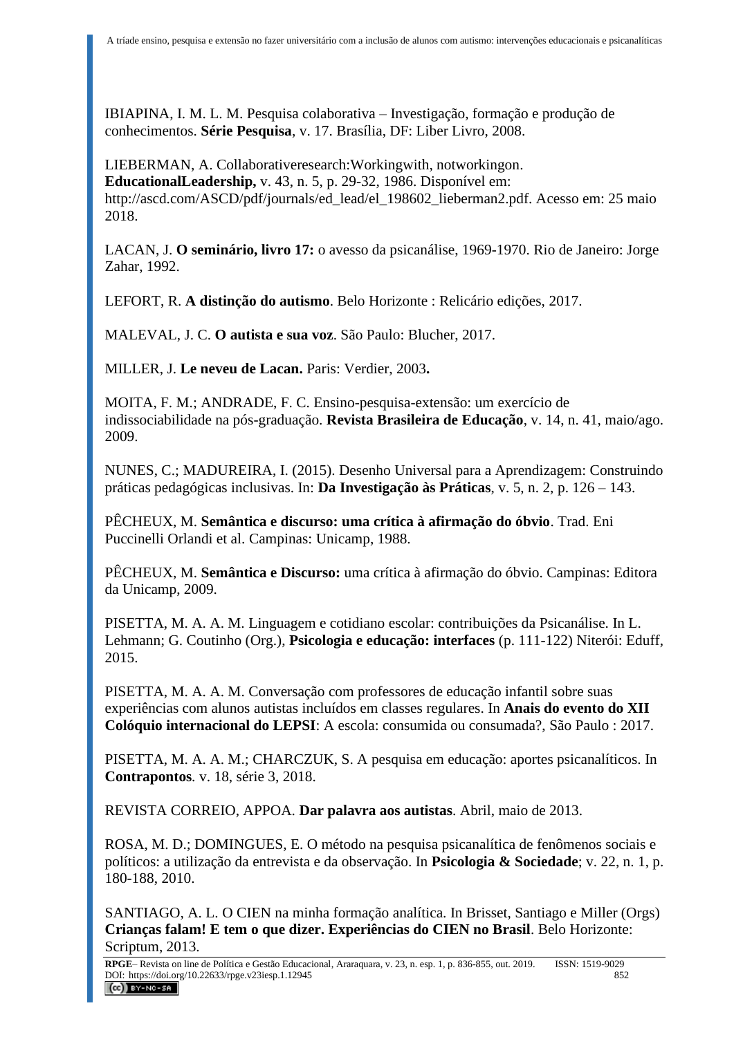IBIAPINA, I. M. L. M. Pesquisa colaborativa – Investigação, formação e produção de conhecimentos. **Série Pesquisa**, v. 17. Brasília, DF: Liber Livro, 2008.

LIEBERMAN, A. Collaborativeresearch:Workingwith, notworkingon. **EducationalLeadership,** v. 43, n. 5, p. 29-32, 1986. Disponível em: http://ascd.com/ASCD/pdf/journals/ed_lead/el_198602_lieberman2.pdf. Acesso em: 25 maio 2018.

LACAN, J. **O seminário, livro 17:** o avesso da psicanálise, 1969-1970. Rio de Janeiro: Jorge Zahar, 1992.

LEFORT, R. **A distinção do autismo**. Belo Horizonte : Relicário edições, 2017.

MALEVAL, J. C. **O autista e sua voz**. São Paulo: Blucher, 2017.

MILLER, J. **Le neveu de Lacan.** Paris: Verdier, 2003**.**

MOITA, F. M.; ANDRADE, F. C. Ensino-pesquisa-extensão: um exercício de indissociabilidade na pós-graduação. **Revista Brasileira de Educação**, v. 14, n. 41, maio/ago. 2009.

NUNES, C.; MADUREIRA, I. (2015). Desenho Universal para a Aprendizagem: Construindo práticas pedagógicas inclusivas. In: **Da Investigação às Práticas**, v. 5, n. 2, p. 126 – 143.

PÊCHEUX, M. **Semântica e discurso: uma crítica à afirmação do óbvio**. Trad. Eni Puccinelli Orlandi et al. Campinas: Unicamp, 1988.

PÊCHEUX, M. **Semântica e Discurso:** uma crítica à afirmação do óbvio. Campinas: Editora da Unicamp, 2009.

PISETTA, M. A. A. M. Linguagem e cotidiano escolar: contribuições da Psicanálise. In L. Lehmann; G. Coutinho (Org.), **Psicologia e educação: interfaces** (p. 111-122) Niterói: Eduff, 2015.

PISETTA, M. A. A. M. Conversação com professores de educação infantil sobre suas experiências com alunos autistas incluídos em classes regulares. In **Anais do evento do XII Colóquio internacional do LEPSI**: A escola: consumida ou consumada?, São Paulo : 2017.

PISETTA, M. A. A. M.; CHARCZUK, S. A pesquisa em educação: aportes psicanalíticos. In **Contrapontos**. v. 18, série 3, 2018.

REVISTA CORREIO, APPOA. **Dar palavra aos autistas**. Abril, maio de 2013.

ROSA, M. D.; DOMINGUES, E. O método na pesquisa psicanalítica de fenômenos sociais e políticos: a utilização da entrevista e da observação. In **Psicologia & Sociedade**; v. 22, n. 1, p. 180-188, 2010.

SANTIAGO, A. L. O CIEN na minha formação analítica. In Brisset, Santiago e Miller (Orgs) **Crianças falam! E tem o que dizer. Experiências do CIEN no Brasil**. Belo Horizonte: Scriptum, 2013.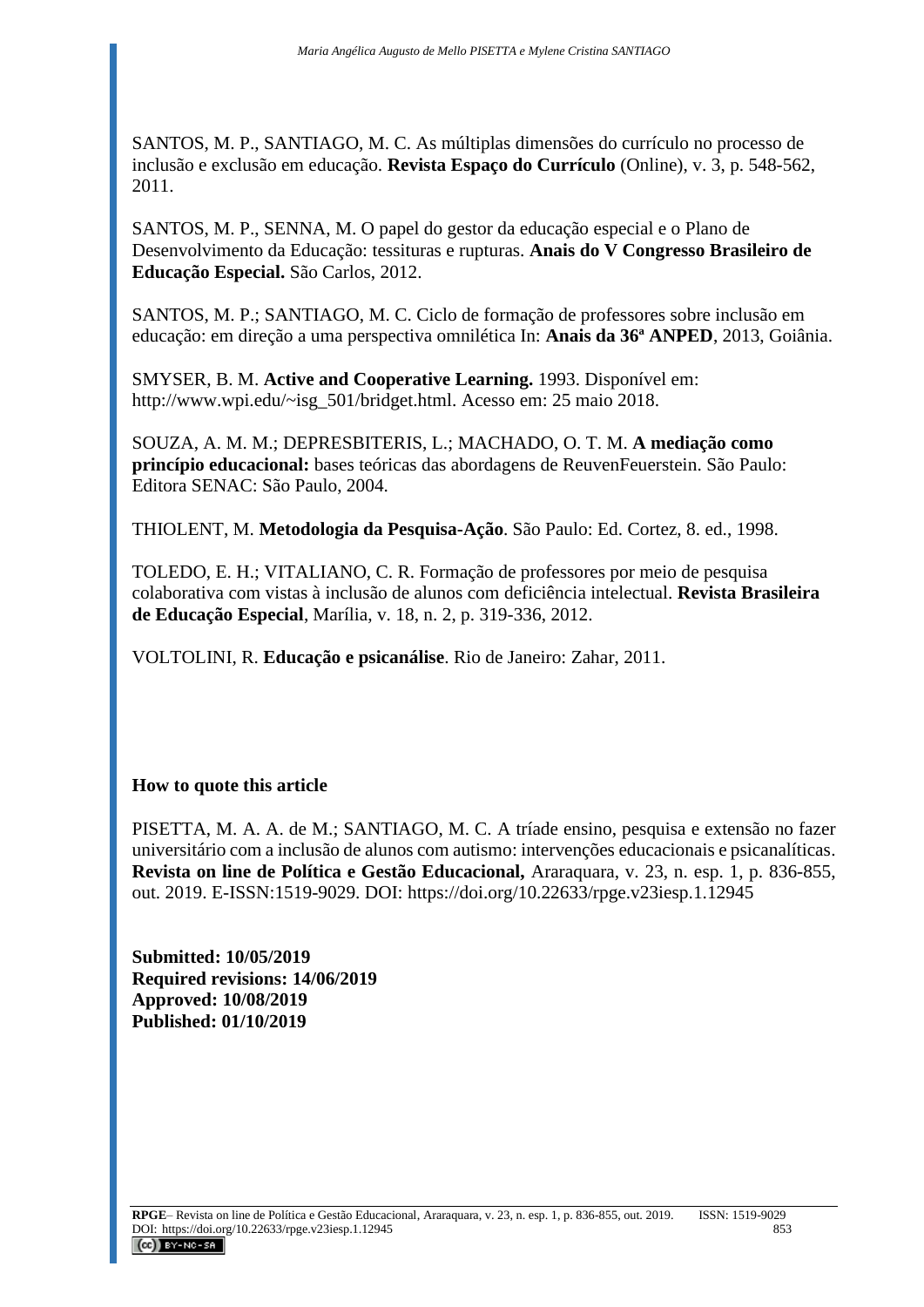SANTOS, M. P., SANTIAGO, M. C. As múltiplas dimensões do currículo no processo de inclusão e exclusão em educação. **Revista Espaço do Currículo** (Online), v. 3, p. 548-562, 2011.

SANTOS, M. P., SENNA, M. O papel do gestor da educação especial e o Plano de Desenvolvimento da Educação: tessituras e rupturas. **Anais do V Congresso Brasileiro de Educação Especial.** São Carlos, 2012.

SANTOS, M. P.; SANTIAGO, M. C. Ciclo de formação de professores sobre inclusão em educação: em direção a uma perspectiva omnilética In: **Anais da 36ª ANPED**, 2013, Goiânia.

SMYSER, B. M. **Active and Cooperative Learning.** 1993. Disponível em: http://www.wpi.edu/~isg_501/bridget.html. Acesso em: 25 maio 2018.

SOUZA, A. M. M.; DEPRESBITERIS, L.; MACHADO, O. T. M. **A mediação como princípio educacional:** bases teóricas das abordagens de ReuvenFeuerstein. São Paulo: Editora SENAC: São Paulo, 2004.

THIOLENT, M. **Metodologia da Pesquisa-Ação**. São Paulo: Ed. Cortez, 8. ed., 1998.

TOLEDO, E. H.; VITALIANO, C. R. Formação de professores por meio de pesquisa colaborativa com vistas à inclusão de alunos com deficiência intelectual. **Revista Brasileira de Educação Especial**, Marília, v. 18, n. 2, p. 319-336, 2012.

VOLTOLINI, R. **Educação e psicanálise**. Rio de Janeiro: Zahar, 2011.

**How to quote this article**

PISETTA, M. A. A. de M.; SANTIAGO, M. C. A tríade ensino, pesquisa e extensão no fazer universitário com a inclusão de alunos com autismo: intervenções educacionais e psicanalíticas. **Revista on line de Política e Gestão Educacional,** Araraquara, v. 23, n. esp. 1, p. 836-855, out. 2019. E-ISSN:1519-9029. DOI: https://doi.org/10.22633/rpge.v23iesp.1.12945

**Submitted: 10/05/2019**
**Required revisions: 14/06/2019**
**Approved: 10/08/2019**
**Published: 01/10/2019**